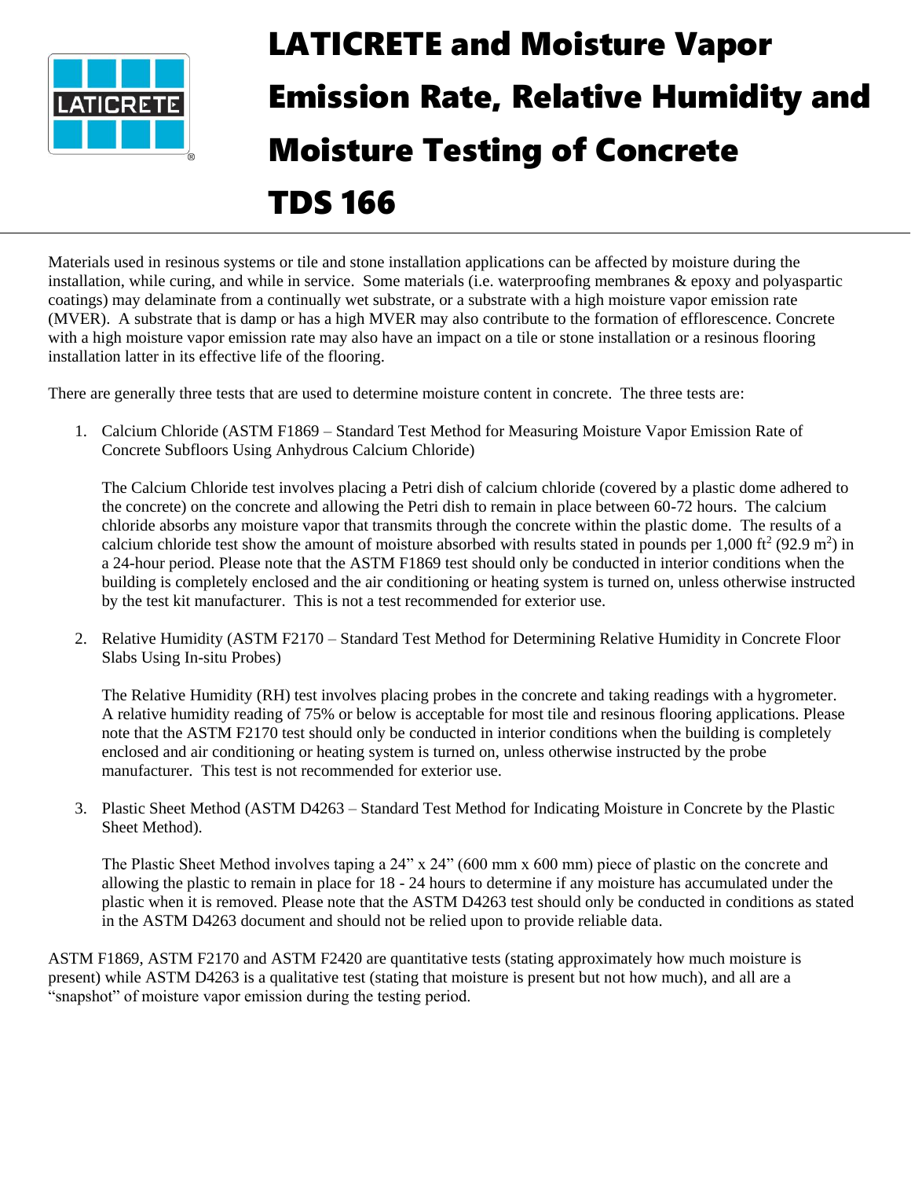# LATICRETE and Moisture Vapor Emission Rate, Relative Humidity and Moisture Testing of Concrete TDS 166

Materials used in resinous systems or tile and stone installation applications can be affected by moisture during the installation, while curing, and while in service. Some materials (i.e. waterproofing membranes & epoxy and polyaspartic coatings) may delaminate from a continually wet substrate, or a substrate with a high moisture vapor emission rate (MVER). A substrate that is damp or has a high MVER may also contribute to the formation of efflorescence. Concrete with a high moisture vapor emission rate may also have an impact on a tile or stone installation or a resinous flooring installation latter in its effective life of the flooring.

There are generally three tests that are used to determine moisture content in concrete. The three tests are:

1. Calcium Chloride (ASTM F1869 – Standard Test Method for Measuring Moisture Vapor Emission Rate of Concrete Subfloors Using Anhydrous Calcium Chloride)

   The Calcium Chloride test involves placing a Petri dish of calcium chloride (covered by a plastic dome adhered to the concrete) on the concrete and allowing the Petri dish to remain in place between 60-72 hours. The calcium chloride absorbs any moisture vapor that transmits through the concrete within the plastic dome. The results of a calcium chloride test show the amount of moisture absorbed with results stated in pounds per 1,000 $ft^2$ (92.9 $m^2$) in a 24-hour period. Please note that the ASTM F1869 test should only be conducted in interior conditions when the building is completely enclosed and the air conditioning or heating system is turned on, unless otherwise instructed by the test kit manufacturer. This is not a test recommended for exterior use.

2. Relative Humidity (ASTM F2170 – Standard Test Method for Determining Relative Humidity in Concrete Floor Slabs Using In-situ Probes)

   The Relative Humidity (RH) test involves placing probes in the concrete and taking readings with a hygrometer. A relative humidity reading of 75% or below is acceptable for most tile and resinous flooring applications. Please note that the ASTM F2170 test should only be conducted in interior conditions when the building is completely enclosed and air conditioning or heating system is turned on, unless otherwise instructed by the probe manufacturer. This test is not recommended for exterior use.

3. Plastic Sheet Method (ASTM D4263 – Standard Test Method for Indicating Moisture in Concrete by the Plastic Sheet Method).

   The Plastic Sheet Method involves taping a 24" x 24" (600 mm x 600 mm) piece of plastic on the concrete and allowing the plastic to remain in place for 18 - 24 hours to determine if any moisture has accumulated under the plastic when it is removed. Please note that the ASTM D4263 test should only be conducted in conditions as stated in the ASTM D4263 document and should not be relied upon to provide reliable data.

ASTM F1869, ASTM F2170 and ASTM F2420 are quantitative tests (stating approximately how much moisture is present) while ASTM D4263 is a qualitative test (stating that moisture is present but not how much), and all are a "snapshot" of moisture vapor emission during the testing period.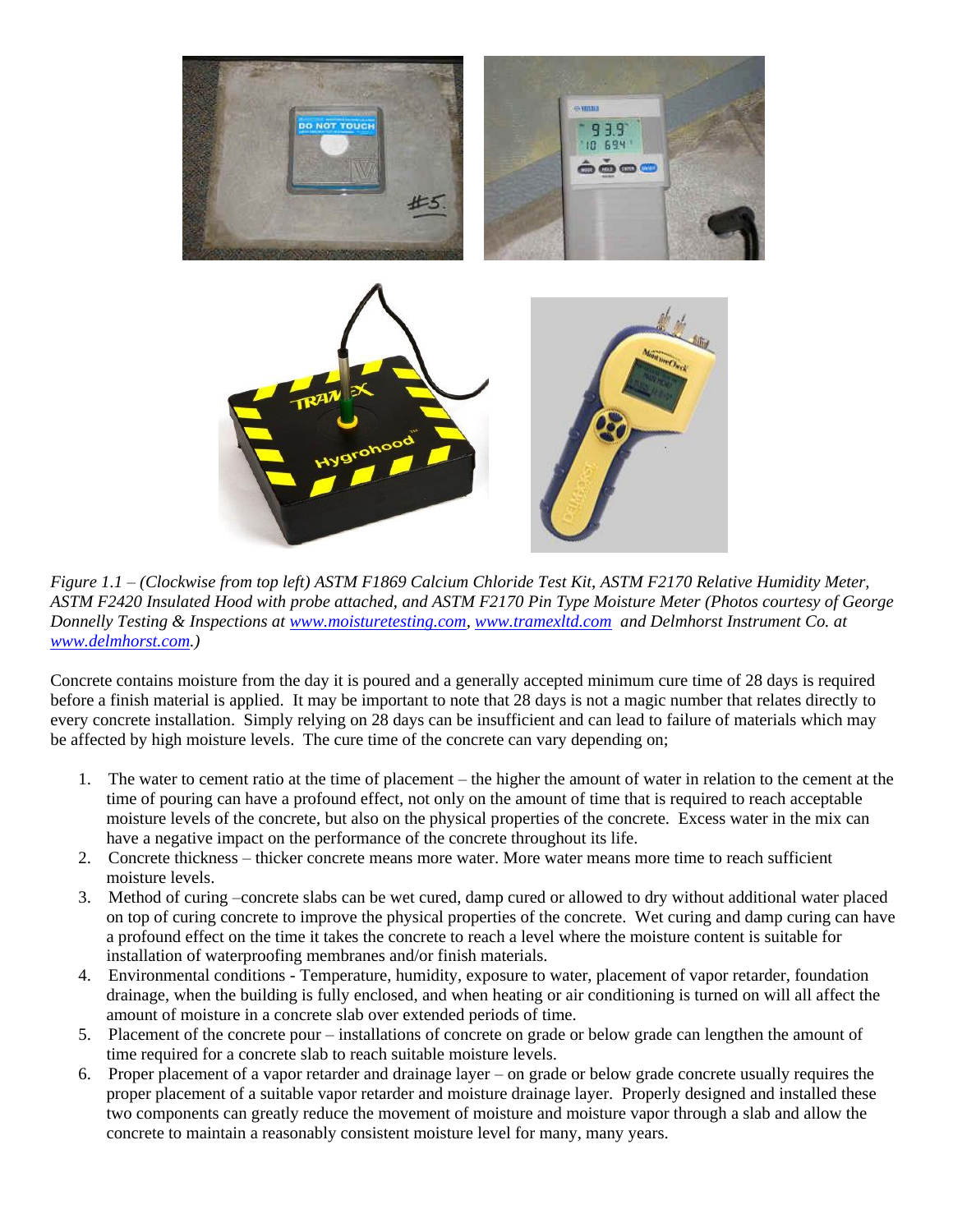*Figure 1.1 – (Clockwise from top left) ASTM F1869 Calcium Chloride Test Kit, ASTM F2170 Relative Humidity Meter, ASTM F2420 Insulated Hood with probe attached, and ASTM F2170 Pin Type Moisture Meter (Photos courtesy of George Donnelly Testing & Inspections at [www.moisturetesting.com](http://www.moisturetesting.com), [www.tramexltd.com](http://www.tramexltd.com) and Delmhorst Instrument Co. at [www.delmhorst.com](http://www.delmhorst.com).)*

Concrete contains moisture from the day it is poured and a generally accepted minimum cure time of 28 days is required before a finish material is applied. It may be important to note that 28 days is not a magic number that relates directly to every concrete installation. Simply relying on 28 days can be insufficient and can lead to failure of materials which may be affected by high moisture levels. The cure time of the concrete can vary depending on;

1. The water to cement ratio at the time of placement – the higher the amount of water in relation to the cement at the time of pouring can have a profound effect, not only on the amount of time that is required to reach acceptable moisture levels of the concrete, but also on the physical properties of the concrete. Excess water in the mix can have a negative impact on the performance of the concrete throughout its life.
2. Concrete thickness – thicker concrete means more water. More water means more time to reach sufficient moisture levels.
3. Method of curing –concrete slabs can be wet cured, damp cured or allowed to dry without additional water placed on top of curing concrete to improve the physical properties of the concrete. Wet curing and damp curing can have a profound effect on the time it takes the concrete to reach a level where the moisture content is suitable for installation of waterproofing membranes and/or finish materials.
4. Environmental conditions - Temperature, humidity, exposure to water, placement of vapor retarder, foundation drainage, when the building is fully enclosed, and when heating or air conditioning is turned on will all affect the amount of moisture in a concrete slab over extended periods of time.
5. Placement of the concrete pour – installations of concrete on grade or below grade can lengthen the amount of time required for a concrete slab to reach suitable moisture levels.
6. Proper placement of a vapor retarder and drainage layer – on grade or below grade concrete usually requires the proper placement of a suitable vapor retarder and moisture drainage layer. Properly designed and installed these two components can greatly reduce the movement of moisture and moisture vapor through a slab and allow the concrete to maintain a reasonably consistent moisture level for many, many years.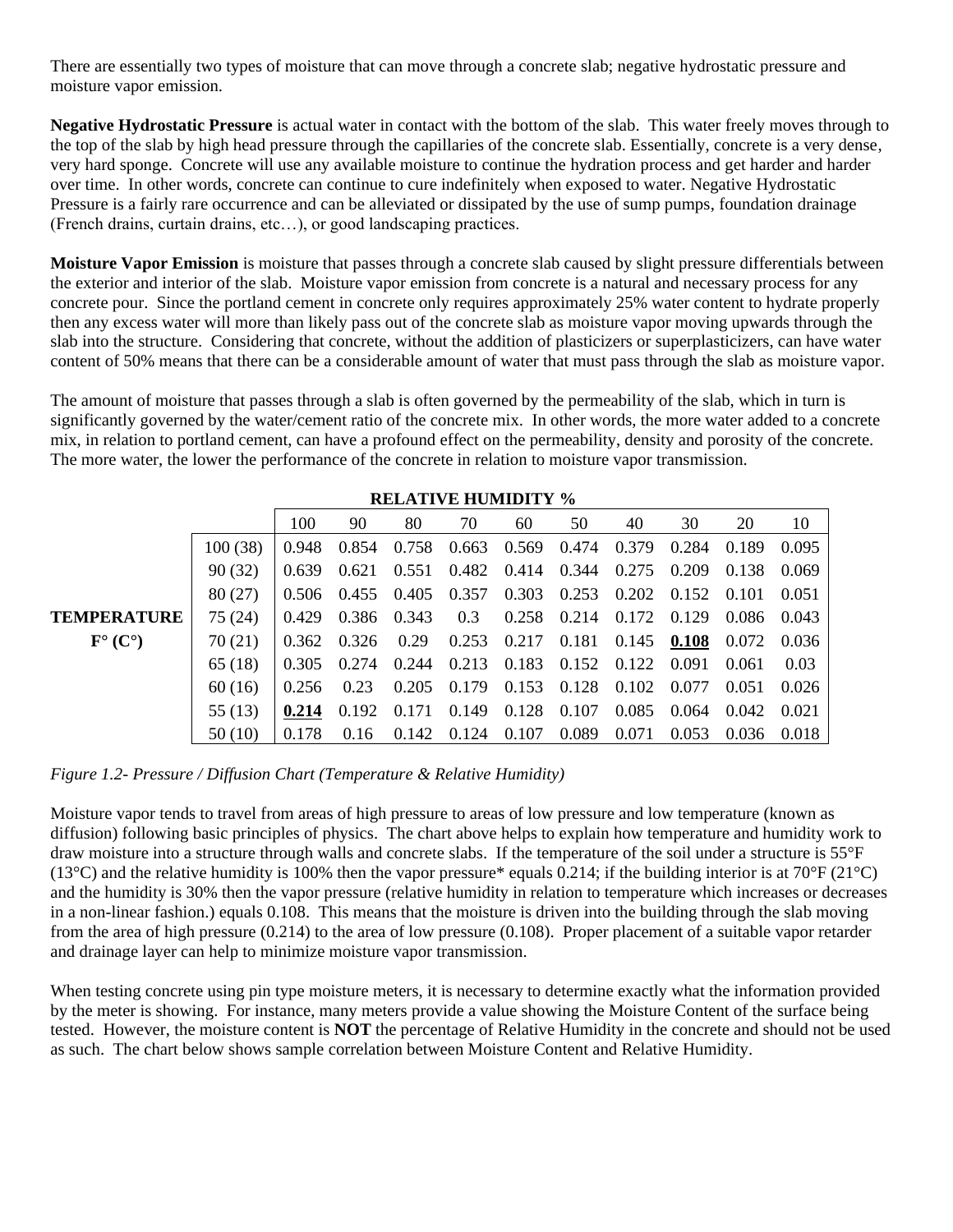There are essentially two types of moisture that can move through a concrete slab; negative hydrostatic pressure and moisture vapor emission.

**Negative Hydrostatic Pressure** is actual water in contact with the bottom of the slab. This water freely moves through to the top of the slab by high head pressure through the capillaries of the concrete slab. Essentially, concrete is a very dense, very hard sponge. Concrete will use any available moisture to continue the hydration process and get harder and harder over time. In other words, concrete can continue to cure indefinitely when exposed to water. Negative Hydrostatic Pressure is a fairly rare occurrence and can be alleviated or dissipated by the use of sump pumps, foundation drainage (French drains, curtain drains, etc…), or good landscaping practices.

**Moisture Vapor Emission** is moisture that passes through a concrete slab caused by slight pressure differentials between the exterior and interior of the slab. Moisture vapor emission from concrete is a natural and necessary process for any concrete pour. Since the portland cement in concrete only requires approximately 25% water content to hydrate properly then any excess water will more than likely pass out of the concrete slab as moisture vapor moving upwards through the slab into the structure. Considering that concrete, without the addition of plasticizers or superplasticizers, can have water content of 50% means that there can be a considerable amount of water that must pass through the slab as moisture vapor.

The amount of moisture that passes through a slab is often governed by the permeability of the slab, which in turn is significantly governed by the water/cement ratio of the concrete mix. In other words, the more water added to a concrete mix, in relation to portland cement, can have a profound effect on the permeability, density and porosity of the concrete. The more water, the lower the performance of the concrete in relation to moisture vapor transmission.

| | | RELATIVE HUMIDITY % | | | | | | | | | |
|---|---|---|---|---|---|---|---|---|---|---|---|
| | | 100 | 90 | 80 | 70 | 60 | 50 | 40 | 30 | 20 | 10 |
| TEMPERATURE F° (C°) | 100 (38) | 0.948 | 0.854 | 0.758 | 0.663 | 0.569 | 0.474 | 0.379 | 0.284 | 0.189 | 0.095 |
| | 90 (32) | 0.639 | 0.621 | 0.551 | 0.482 | 0.414 | 0.344 | 0.275 | 0.209 | 0.138 | 0.069 |
| | 80 (27) | 0.506 | 0.455 | 0.405 | 0.357 | 0.303 | 0.253 | 0.202 | 0.152 | 0.101 | 0.051 |
| | 75 (24) | 0.429 | 0.386 | 0.343 | 0.3 | 0.258 | 0.214 | 0.172 | 0.129 | 0.086 | 0.043 |
| | 70 (21) | 0.362 | 0.326 | 0.29 | 0.253 | 0.217 | 0.181 | 0.145 | **0.108** | 0.072 | 0.036 |
| | 65 (18) | 0.305 | 0.274 | 0.244 | 0.213 | 0.183 | 0.152 | 0.122 | 0.091 | 0.061 | 0.03 |
| | 60 (16) | 0.256 | 0.23 | 0.205 | 0.179 | 0.153 | 0.128 | 0.102 | 0.077 | 0.051 | 0.026 |
| | 55 (13) | **0.214** | 0.192 | 0.171 | 0.149 | 0.128 | 0.107 | 0.085 | 0.064 | 0.042 | 0.021 |
| | 50 (10) | 0.178 | 0.16 | 0.142 | 0.124 | 0.107 | 0.089 | 0.071 | 0.053 | 0.036 | 0.018 |

*Figure 1.2- Pressure / Diffusion Chart (Temperature & Relative Humidity)*

Moisture vapor tends to travel from areas of high pressure to areas of low pressure and low temperature (known as diffusion) following basic principles of physics. The chart above helps to explain how temperature and humidity work to draw moisture into a structure through walls and concrete slabs. If the temperature of the soil under a structure is 55°F (13°C) and the relative humidity is 100% then the vapor pressure* equals 0.214; if the building interior is at 70°F (21°C) and the humidity is 30% then the vapor pressure (relative humidity in relation to temperature which increases or decreases in a non-linear fashion.) equals 0.108. This means that the moisture is driven into the building through the slab moving from the area of high pressure (0.214) to the area of low pressure (0.108). Proper placement of a suitable vapor retarder and drainage layer can help to minimize moisture vapor transmission.

When testing concrete using pin type moisture meters, it is necessary to determine exactly what the information provided by the meter is showing. For instance, many meters provide a value showing the Moisture Content of the surface being tested. However, the moisture content is **NOT** the percentage of Relative Humidity in the concrete and should not be used as such. The chart below shows sample correlation between Moisture Content and Relative Humidity.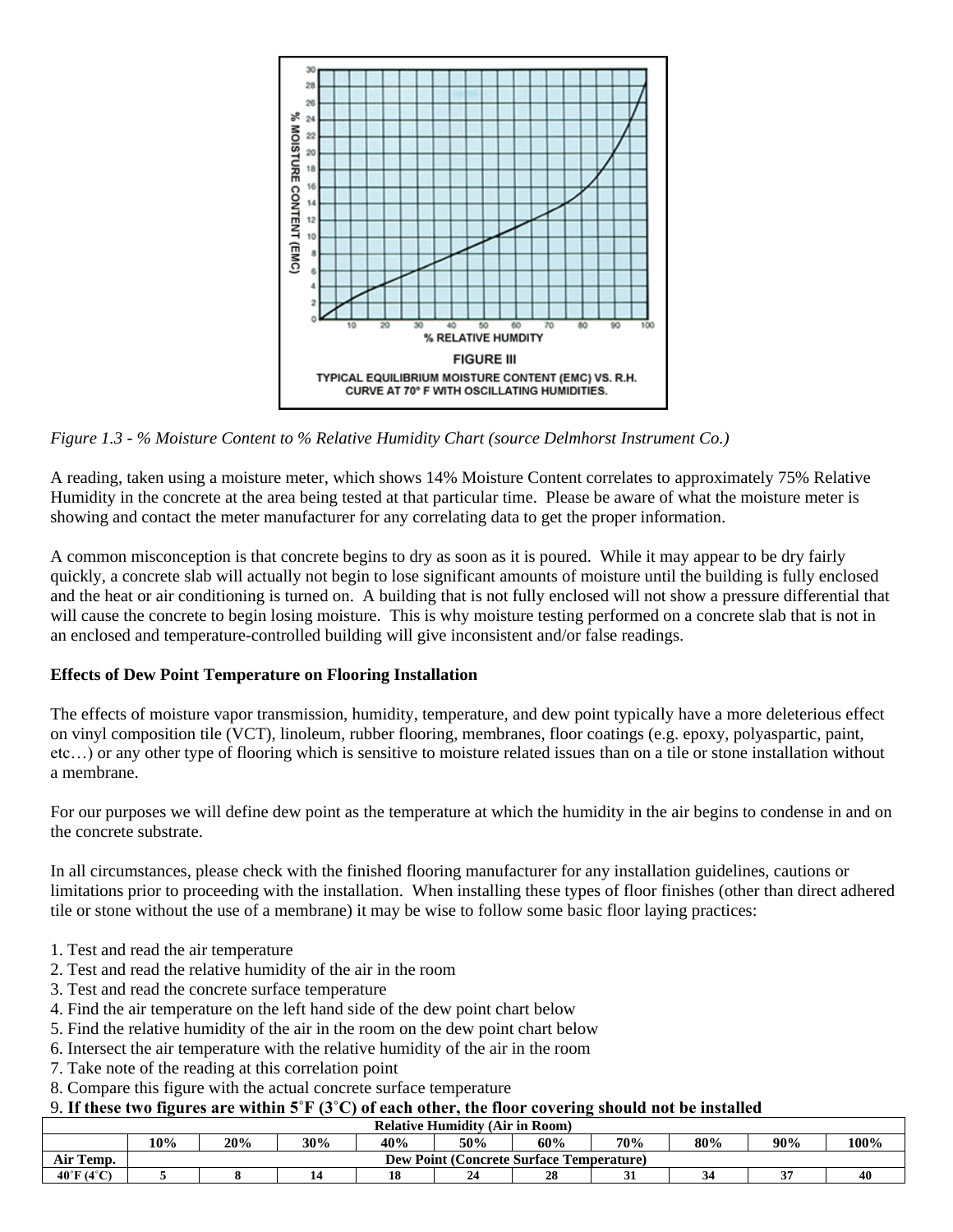*Figure 1.3 - % Moisture Content to % Relative Humidity Chart (source Delmhorst Instrument Co.)*

A reading, taken using a moisture meter, which shows 14% Moisture Content correlates to approximately 75% Relative Humidity in the concrete at the area being tested at that particular time. Please be aware of what the moisture meter is showing and contact the meter manufacturer for any correlating data to get the proper information.

A common misconception is that concrete begins to dry as soon as it is poured. While it may appear to be dry fairly quickly, a concrete slab will actually not begin to lose significant amounts of moisture until the building is fully enclosed and the heat or air conditioning is turned on. A building that is not fully enclosed will not show a pressure differential that will cause the concrete to begin losing moisture. This is why moisture testing performed on a concrete slab that is not in an enclosed and temperature-controlled building will give inconsistent and/or false readings.

**Effects of Dew Point Temperature on Flooring Installation**

The effects of moisture vapor transmission, humidity, temperature, and dew point typically have a more deleterious effect on vinyl composition tile (VCT), linoleum, rubber flooring, membranes, floor coatings (e.g. epoxy, polyaspartic, paint, etc…) or any other type of flooring which is sensitive to moisture related issues than on a tile or stone installation without a membrane.

For our purposes we will define dew point as the temperature at which the humidity in the air begins to condense in and on the concrete substrate.

In all circumstances, please check with the finished flooring manufacturer for any installation guidelines, cautions or limitations prior to proceeding with the installation. When installing these types of floor finishes (other than direct adhered tile or stone without the use of a membrane) it may be wise to follow some basic floor laying practices:

1. Test and read the air temperature
2. Test and read the relative humidity of the air in the room
3. Test and read the concrete surface temperature
4. Find the air temperature on the left hand side of the dew point chart below
5. Find the relative humidity of the air in the room on the dew point chart below
6. Intersect the air temperature with the relative humidity of the air in the room
7. Take note of the reading at this correlation point
8. Compare this figure with the actual concrete surface temperature
9. **If these two figures are within 5˚F (3˚C) of each other, the floor covering should not be installed**

| | Relative Humidity (Air in Room) | | | | | | | | | |
|---|---|---|---|---|---|---|---|---|---|---|
| | 10% | 20% | 30% | 40% | 50% | 60% | 70% | 80% | 90% | 100% |
| Air Temp. | Dew Point (Concrete Surface Temperature) | | | | | | | | | |
| 40˚F (4˚C) | 5 | 8 | 14 | 18 | 24 | 28 | 31 | 34 | 37 | 40 |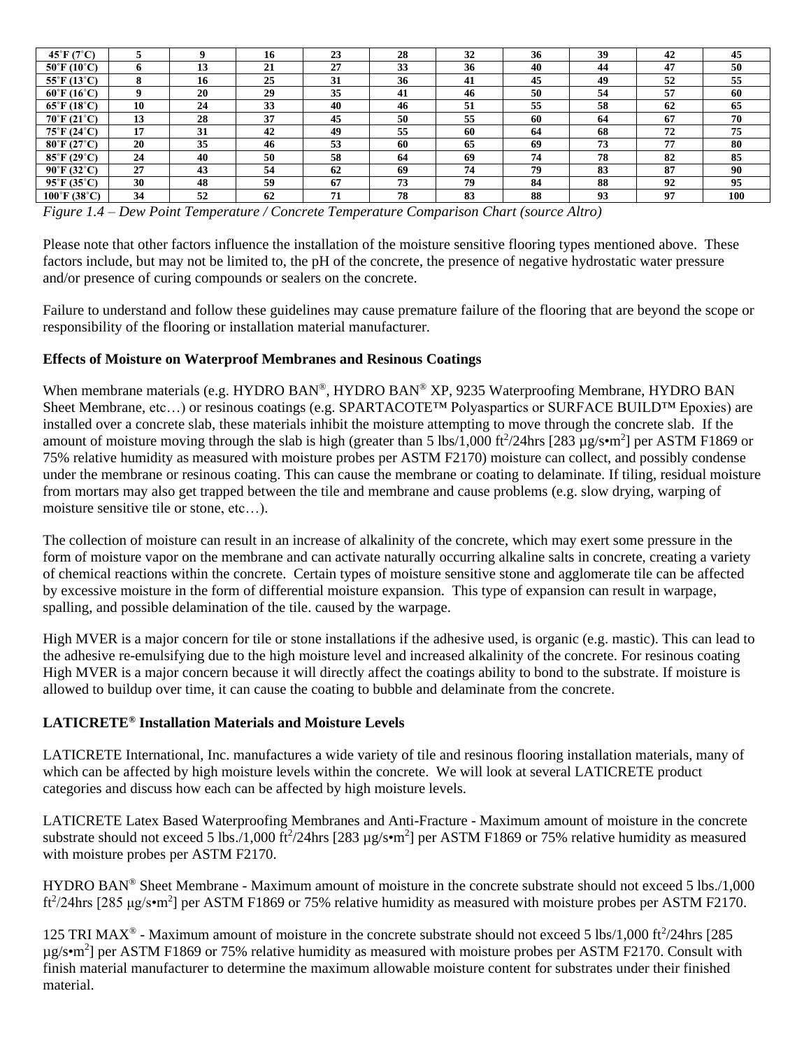| 45˚F (7˚C) | 5 | 9 | 16 | 23 | 28 | 32 | 36 | 39 | 42 | 45 |
|---|---|---|---|---|---|---|---|---|---|---|
| 50˚F (10˚C) | 6 | 13 | 21 | 27 | 33 | 36 | 40 | 44 | 47 | 50 |
| 55˚F (13˚C) | 8 | 16 | 25 | 31 | 36 | 41 | 45 | 49 | 52 | 55 |
| 60˚F (16˚C) | 9 | 20 | 29 | 35 | 41 | 46 | 50 | 54 | 57 | 60 |
| 65˚F (18˚C) | 10 | 24 | 33 | 40 | 46 | 51 | 55 | 58 | 62 | 65 |
| 70˚F (21˚C) | 13 | 28 | 37 | 45 | 50 | 55 | 60 | 64 | 67 | 70 |
| 75˚F (24˚C) | 17 | 31 | 42 | 49 | 55 | 60 | 64 | 68 | 72 | 75 |
| 80˚F (27˚C) | 20 | 35 | 46 | 53 | 60 | 65 | 69 | 73 | 77 | 80 |
| 85˚F (29˚C) | 24 | 40 | 50 | 58 | 64 | 69 | 74 | 78 | 82 | 85 |
| 90˚F (32˚C) | 27 | 43 | 54 | 62 | 69 | 74 | 79 | 83 | 87 | 90 |
| 95˚F (35˚C) | 30 | 48 | 59 | 67 | 73 | 79 | 84 | 88 | 92 | 95 |
| 100˚F (38˚C) | 34 | 52 | 62 | 71 | 78 | 83 | 88 | 93 | 97 | 100 |

*Figure 1.4 – Dew Point Temperature / Concrete Temperature Comparison Chart (source Altro)*

Please note that other factors influence the installation of the moisture sensitive flooring types mentioned above. These factors include, but may not be limited to, the pH of the concrete, the presence of negative hydrostatic water pressure and/or presence of curing compounds or sealers on the concrete.

Failure to understand and follow these guidelines may cause premature failure of the flooring that are beyond the scope or responsibility of the flooring or installation material manufacturer.

**Effects of Moisture on Waterproof Membranes and Resinous Coatings**

When membrane materials (e.g. HYDRO BAN®, HYDRO BAN® XP, 9235 Waterproofing Membrane, HYDRO BAN Sheet Membrane, etc…) or resinous coatings (e.g. SPARTACOTE™ Polyaspartics or SURFACE BUILD™ Epoxies) are installed over a concrete slab, these materials inhibit the moisture attempting to move through the concrete slab. If the amount of moisture moving through the slab is high (greater than 5 lbs/1,000 $ft^2$/24hrs [283 µg/s•$m^2$] per ASTM F1869 or 75% relative humidity as measured with moisture probes per ASTM F2170) moisture can collect, and possibly condense under the membrane or resinous coating. This can cause the membrane or coating to delaminate. If tiling, residual moisture from mortars may also get trapped between the tile and membrane and cause problems (e.g. slow drying, warping of moisture sensitive tile or stone, etc…).

The collection of moisture can result in an increase of alkalinity of the concrete, which may exert some pressure in the form of moisture vapor on the membrane and can activate naturally occurring alkaline salts in concrete, creating a variety of chemical reactions within the concrete. Certain types of moisture sensitive stone and agglomerate tile can be affected by excessive moisture in the form of differential moisture expansion. This type of expansion can result in warpage, spalling, and possible delamination of the tile. caused by the warpage.

High MVER is a major concern for tile or stone installations if the adhesive used, is organic (e.g. mastic). This can lead to the adhesive re-emulsifying due to the high moisture level and increased alkalinity of the concrete. For resinous coating High MVER is a major concern because it will directly affect the coatings ability to bond to the substrate. If moisture is allowed to buildup over time, it can cause the coating to bubble and delaminate from the concrete.

**LATICRETE® Installation Materials and Moisture Levels**

LATICRETE International, Inc. manufactures a wide variety of tile and resinous flooring installation materials, many of which can be affected by high moisture levels within the concrete. We will look at several LATICRETE product categories and discuss how each can be affected by high moisture levels.

LATICRETE Latex Based Waterproofing Membranes and Anti-Fracture - Maximum amount of moisture in the concrete substrate should not exceed 5 lbs./1,000 $ft^2$/24hrs [283 µg/s•$m^2$] per ASTM F1869 or 75% relative humidity as measured with moisture probes per ASTM F2170.

HYDRO BAN® Sheet Membrane - Maximum amount of moisture in the concrete substrate should not exceed 5 lbs./1,000 $ft^2$/24hrs [285 µg/s•$m^2$] per ASTM F1869 or 75% relative humidity as measured with moisture probes per ASTM F2170.

125 TRI MAX® - Maximum amount of moisture in the concrete substrate should not exceed 5 lbs/1,000 $ft^2$/24hrs [285 µg/s•$m^2$] per ASTM F1869 or 75% relative humidity as measured with moisture probes per ASTM F2170. Consult with finish material manufacturer to determine the maximum allowable moisture content for substrates under their finished material.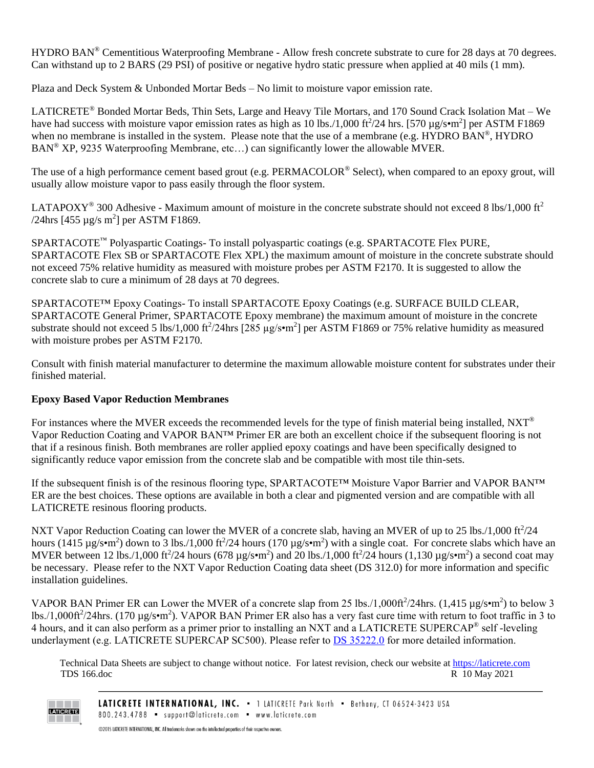HYDRO BAN® Cementitious Waterproofing Membrane - Allow fresh concrete substrate to cure for 28 days at 70 degrees. Can withstand up to 2 BARS (29 PSI) of positive or negative hydro static pressure when applied at 40 mils (1 mm).

Plaza and Deck System & Unbonded Mortar Beds – No limit to moisture vapor emission rate.

LATICRETE® Bonded Mortar Beds, Thin Sets, Large and Heavy Tile Mortars, and 170 Sound Crack Isolation Mat – We have had success with moisture vapor emission rates as high as 10 lbs./1,000 $ft^2$/24 hrs. [570 µg/s•$m^2$] per ASTM F1869 when no membrane is installed in the system. Please note that the use of a membrane (e.g. HYDRO BAN®, HYDRO BAN® XP, 9235 Waterproofing Membrane, etc…) can significantly lower the allowable MVER.

The use of a high performance cement based grout (e.g. PERMACOLOR® Select), when compared to an epoxy grout, will usually allow moisture vapor to pass easily through the floor system.

LATAPOXY® 300 Adhesive - Maximum amount of moisture in the concrete substrate should not exceed 8 lbs/1,000 $ft^2$ /24hrs [455 µg/s $m^2$] per ASTM F1869.

SPARTACOTE™ Polyaspartic Coatings- To install polyaspartic coatings (e.g. SPARTACOTE Flex PURE, SPARTACOTE Flex SB or SPARTACOTE Flex XPL) the maximum amount of moisture in the concrete substrate should not exceed 75% relative humidity as measured with moisture probes per ASTM F2170. It is suggested to allow the concrete slab to cure a minimum of 28 days at 70 degrees.

SPARTACOTE™ Epoxy Coatings- To install SPARTACOTE Epoxy Coatings (e.g. SURFACE BUILD CLEAR, SPARTACOTE General Primer, SPARTACOTE Epoxy membrane) the maximum amount of moisture in the concrete substrate should not exceed 5 lbs/1,000 $ft^2$/24hrs [285 µg/s•$m^2$] per ASTM F1869 or 75% relative humidity as measured with moisture probes per ASTM F2170.

Consult with finish material manufacturer to determine the maximum allowable moisture content for substrates under their finished material.

**Epoxy Based Vapor Reduction Membranes**

For instances where the MVER exceeds the recommended levels for the type of finish material being installed, NXT® Vapor Reduction Coating and VAPOR BAN™ Primer ER are both an excellent choice if the subsequent flooring is not that if a resinous finish. Both membranes are roller applied epoxy coatings and have been specifically designed to significantly reduce vapor emission from the concrete slab and be compatible with most tile thin-sets.

If the subsequent finish is of the resinous flooring type, SPARTACOTE™ Moisture Vapor Barrier and VAPOR BAN™ ER are the best choices. These options are available in both a clear and pigmented version and are compatible with all LATICRETE resinous flooring products.

NXT Vapor Reduction Coating can lower the MVER of a concrete slab, having an MVER of up to 25 lbs./1,000 $ft^2$/24 hours (1415 µg/s•$m^2$) down to 3 lbs./1,000 $ft^2$/24 hours (170 µg/s•$m^2$) with a single coat. For concrete slabs which have an MVER between 12 lbs./1,000 $ft^2$/24 hours (678 µg/s•$m^2$) and 20 lbs./1,000 $ft^2$/24 hours (1,130 µg/s•$m^2$) a second coat may be necessary. Please refer to the NXT Vapor Reduction Coating data sheet (DS 312.0) for more information and specific installation guidelines.

VAPOR BAN Primer ER can Lower the MVER of a concrete slap from 25 lbs./1,000$ft^2$/24hrs. (1,415 µg/s•$m^2$) to below 3 lbs./1,000$ft^2$/24hrs. (170 µg/s•$m^2$). VAPOR BAN Primer ER also has a very fast cure time with return to foot traffic in 3 to 4 hours, and it can also perform as a primer prior to installing an NXT and a LATICRETE SUPERCAP® self -leveling underlayment (e.g. LATICRETE SUPERCAP SC500). Please refer to DS 35222.0 for more detailed information.

Technical Data Sheets are subject to change without notice. For latest revision, check our website at https://laticrete.com
TDS 166.doc R 10 May 2021

**LATICRETE INTERNATIONAL, INC.** • 1 LATICRETE Park North • Bethany, CT 06524-3423 USA
800.243.4788 • support@laticrete.com • www.laticrete.com

©2015 LATICRETE INTERNATIONAL, INC. All trademarks shown are the intellectual properties of their respective owners.